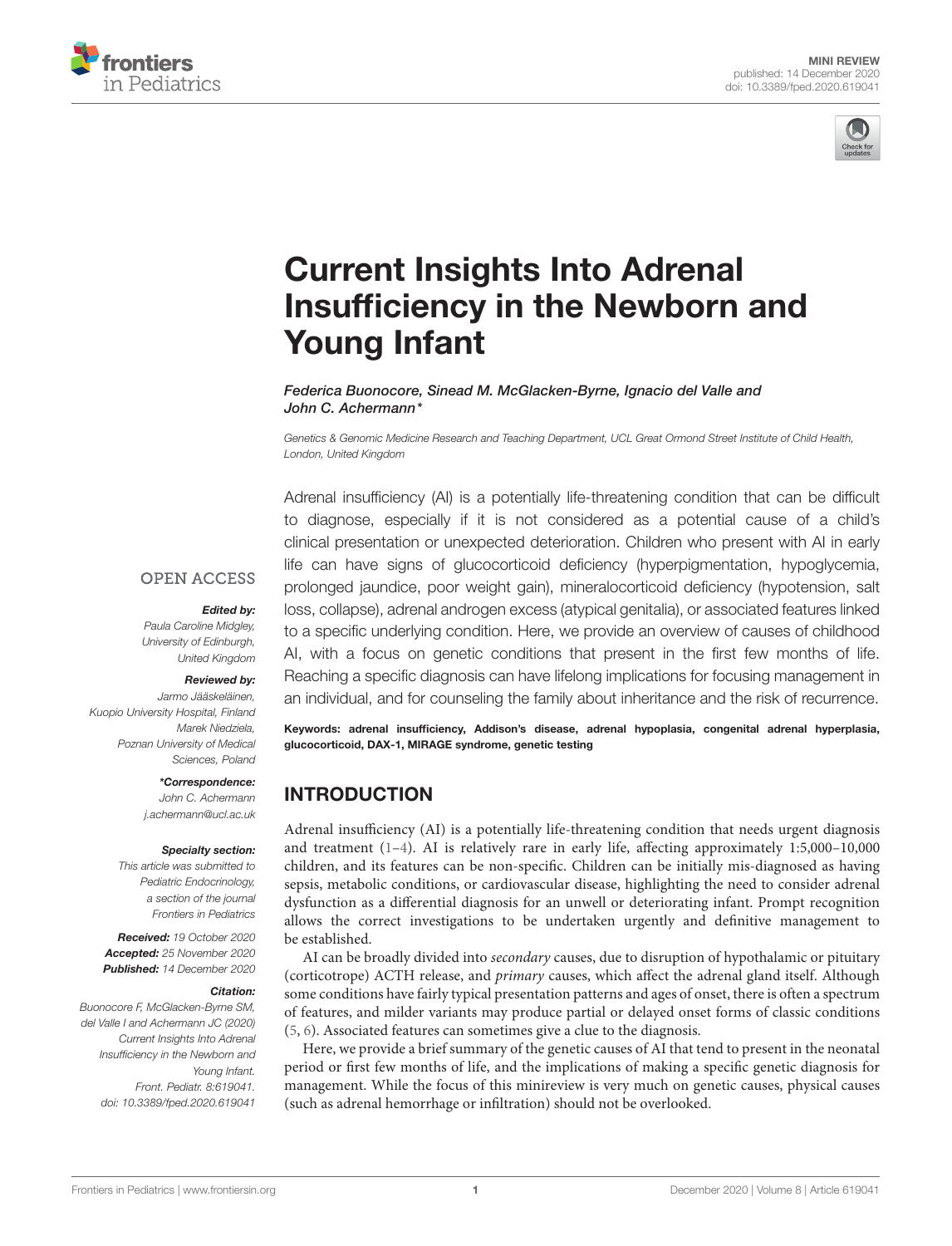MINI REVIEW
published: 14 December 2020
doi: 10.3389/fped.2020.619041

# Current Insights Into Adrenal Insufficiency in the Newborn and Young Infant

*Federica Buonocore, Sinead M. McGlacken-Byrne, Ignacio del Valle and John C. Achermann\**

*Genetics & Genomic Medicine Research and Teaching Department, UCL Great Ormond Street Institute of Child Health, London, United Kingdom*

OPEN ACCESS

***Edited by:***
*Paula Caroline Midgley,*
*University of Edinburgh,*
*United Kingdom*

***Reviewed by:***
*Jarmo Jääskeläinen,*
*Kuopio University Hospital, Finland*
*Marek Niedziela,*
*Poznan University of Medical Sciences, Poland*

***\*Correspondence:***
*John C. Achermann*
*j.achermann@ucl.ac.uk*

***Specialty section:***
*This article was submitted to Pediatric Endocrinology, a section of the journal Frontiers in Pediatrics*

***Received:*** *19 October 2020*
***Accepted:*** *25 November 2020*
***Published:*** *14 December 2020*

***Citation:***
*Buonocore F, McGlacken-Byrne SM, del Valle I and Achermann JC (2020) Current Insights Into Adrenal Insufficiency in the Newborn and Young Infant. Front. Pediatr. 8:619041. doi: 10.3389/fped.2020.619041*

Adrenal insufficiency (AI) is a potentially life-threatening condition that can be difficult to diagnose, especially if it is not considered as a potential cause of a child's clinical presentation or unexpected deterioration. Children who present with AI in early life can have signs of glucocorticoid deficiency (hyperpigmentation, hypoglycemia, prolonged jaundice, poor weight gain), mineralocorticoid deficiency (hypotension, salt loss, collapse), adrenal androgen excess (atypical genitalia), or associated features linked to a specific underlying condition. Here, we provide an overview of causes of childhood AI, with a focus on genetic conditions that present in the first few months of life. Reaching a specific diagnosis can have lifelong implications for focusing management in an individual, and for counseling the family about inheritance and the risk of recurrence.

**Keywords: adrenal insufficiency, Addison's disease, adrenal hypoplasia, congenital adrenal hyperplasia, glucocorticoid, DAX-1, MIRAGE syndrome, genetic testing**

## INTRODUCTION

Adrenal insufficiency (AI) is a potentially life-threatening condition that needs urgent diagnosis and treatment (1–4). AI is relatively rare in early life, affecting approximately 1:5,000–10,000 children, and its features can be non-specific. Children can be initially mis-diagnosed as having sepsis, metabolic conditions, or cardiovascular disease, highlighting the need to consider adrenal dysfunction as a differential diagnosis for an unwell or deteriorating infant. Prompt recognition allows the correct investigations to be undertaken urgently and definitive management to be established.

AI can be broadly divided into *secondary* causes, due to disruption of hypothalamic or pituitary (corticotrope) ACTH release, and *primary* causes, which affect the adrenal gland itself. Although some conditions have fairly typical presentation patterns and ages of onset, there is often a spectrum of features, and milder variants may produce partial or delayed onset forms of classic conditions (5, 6). Associated features can sometimes give a clue to the diagnosis.

Here, we provide a brief summary of the genetic causes of AI that tend to present in the neonatal period or first few months of life, and the implications of making a specific genetic diagnosis for management. While the focus of this minireview is very much on genetic causes, physical causes (such as adrenal hemorrhage or infiltration) should not be overlooked.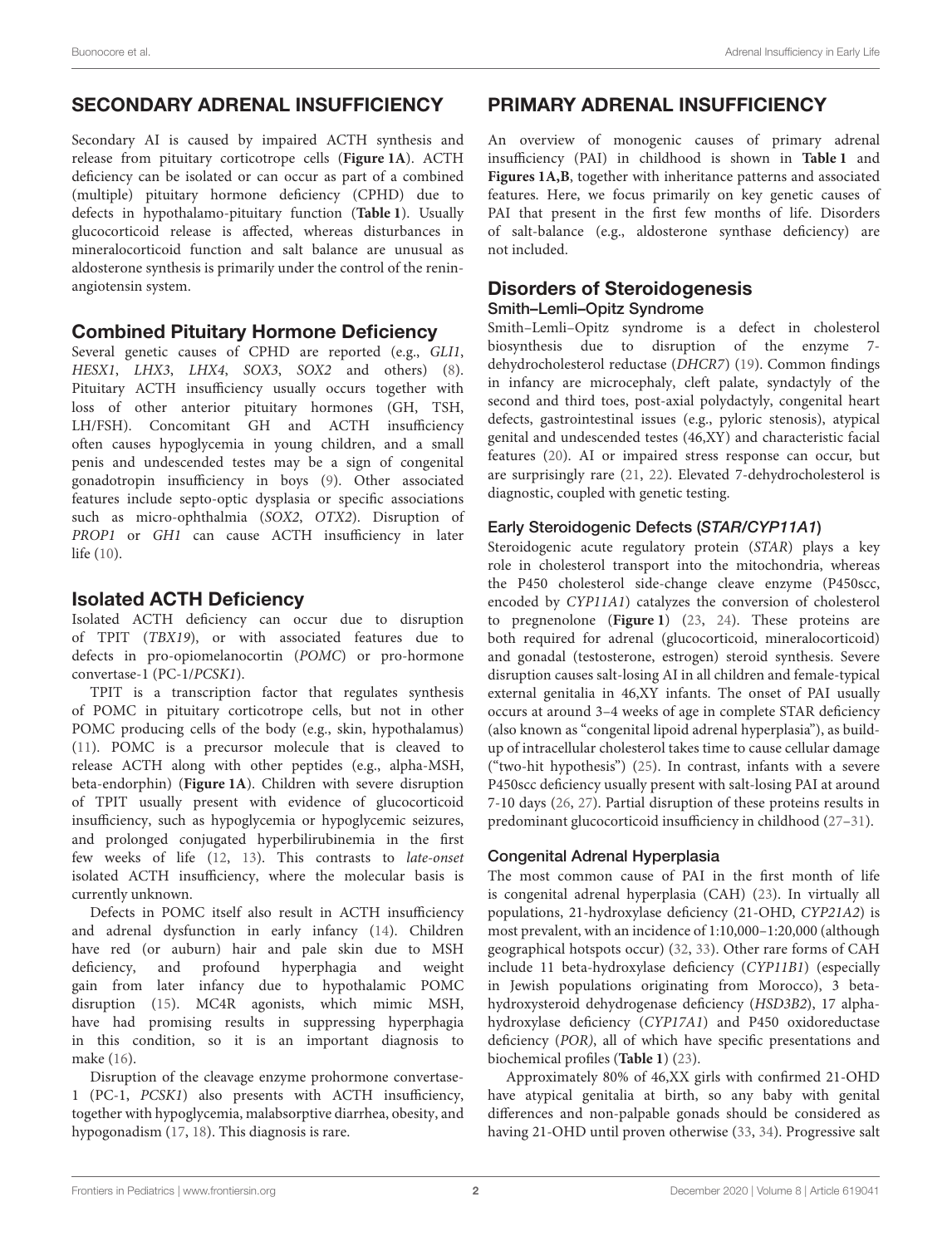## SECONDARY ADRENAL INSUFFICIENCY

Secondary AI is caused by impaired ACTH synthesis and release from pituitary corticotrope cells (**Figure 1A**). ACTH deficiency can be isolated or can occur as part of a combined (multiple) pituitary hormone deficiency (CPHD) due to defects in hypothalamo-pituitary function (**Table 1**). Usually glucocorticoid release is affected, whereas disturbances in mineralocorticoid function and salt balance are unusual as aldosterone synthesis is primarily under the control of the renin-angiotensin system.

### Combined Pituitary Hormone Deficiency

Several genetic causes of CPHD are reported (e.g., *GLI1*, *HESX1*, *LHX3*, *LHX4*, *SOX3*, *SOX2* and others) (8). Pituitary ACTH insufficiency usually occurs together with loss of other anterior pituitary hormones (GH, TSH, LH/FSH). Concomitant GH and ACTH insufficiency often causes hypoglycemia in young children, and a small penis and undescended testes may be a sign of congenital gonadotropin insufficiency in boys (9). Other associated features include septo-optic dysplasia or specific associations such as micro-ophthalmia (*SOX2*, *OTX2*). Disruption of *PROP1* or *GH1* can cause ACTH insufficiency in later life (10).

### Isolated ACTH Deficiency

Isolated ACTH deficiency can occur due to disruption of TPIT (*TBX19*), or with associated features due to defects in pro-opiomelanocortin (*POMC*) or pro-hormone convertase-1 (PC-1/*PCSK1*).

TPIT is a transcription factor that regulates synthesis of POMC in pituitary corticotrope cells, but not in other POMC producing cells of the body (e.g., skin, hypothalamus) (11). POMC is a precursor molecule that is cleaved to release ACTH along with other peptides (e.g., alpha-MSH, beta-endorphin) (**Figure 1A**). Children with severe disruption of TPIT usually present with evidence of glucocorticoid insufficiency, such as hypoglycemia or hypoglycemic seizures, and prolonged conjugated hyperbilirubinemia in the first few weeks of life (12, 13). This contrasts to *late-onset* isolated ACTH insufficiency, where the molecular basis is currently unknown.

Defects in POMC itself also result in ACTH insufficiency and adrenal dysfunction in early infancy (14). Children have red (or auburn) hair and pale skin due to MSH deficiency, and profound hyperphagia and weight gain from later infancy due to hypothalamic POMC disruption (15). MC4R agonists, which mimic MSH, have had promising results in suppressing hyperphagia in this condition, so it is an important diagnosis to make (16).

Disruption of the cleavage enzyme prohormone convertase-1 (PC-1, *PCSK1*) also presents with ACTH insufficiency, together with hypoglycemia, malabsorptive diarrhea, obesity, and hypogonadism (17, 18). This diagnosis is rare.

## PRIMARY ADRENAL INSUFFICIENCY

An overview of monogenic causes of primary adrenal insufficiency (PAI) in childhood is shown in **Table 1** and **Figures 1A,B**, together with inheritance patterns and associated features. Here, we focus primarily on key genetic causes of PAI that present in the first few months of life. Disorders of salt-balance (e.g., aldosterone synthase deficiency) are not included.

### Disorders of Steroidogenesis

#### Smith–Lemli–Opitz Syndrome

Smith–Lemli–Opitz syndrome is a defect in cholesterol biosynthesis due to disruption of the enzyme 7-dehydrocholesterol reductase (*DHCR7*) (19). Common findings in infancy are microcephaly, cleft palate, syndactyly of the second and third toes, post-axial polydactyly, congenital heart defects, gastrointestinal issues (e.g., pyloric stenosis), atypical genital and undescended testes (46,XY) and characteristic facial features (20). AI or impaired stress response can occur, but are surprisingly rare (21, 22). Elevated 7-dehydrocholesterol is diagnostic, coupled with genetic testing.

#### Early Steroidogenic Defects (*STAR/CYP11A1*)

Steroidogenic acute regulatory protein (*STAR*) plays a key role in cholesterol transport into the mitochondria, whereas the P450 cholesterol side-change cleave enzyme (P450scc, encoded by *CYP11A1*) catalyzes the conversion of cholesterol to pregnenolone (**Figure 1**) (23, 24). These proteins are both required for adrenal (glucocorticoid, mineralocorticoid) and gonadal (testosterone, estrogen) steroid synthesis. Severe disruption causes salt-losing AI in all children and female-typical external genitalia in 46,XY infants. The onset of PAI usually occurs at around 3–4 weeks of age in complete STAR deficiency (also known as "congenital lipoid adrenal hyperplasia"), as build-up of intracellular cholesterol takes time to cause cellular damage ("two-hit hypothesis") (25). In contrast, infants with a severe P450scc deficiency usually present with salt-losing PAI at around 7-10 days (26, 27). Partial disruption of these proteins results in predominant glucocorticoid insufficiency in childhood (27–31).

#### Congenital Adrenal Hyperplasia

The most common cause of PAI in the first month of life is congenital adrenal hyperplasia (CAH) (23). In virtually all populations, 21-hydroxylase deficiency (21-OHD, *CYP21A2*) is most prevalent, with an incidence of 1:10,000–1:20,000 (although geographical hotspots occur) (32, 33). Other rare forms of CAH include 11 beta-hydroxylase deficiency (*CYP11B1*) (especially in Jewish populations originating from Morocco), 3 beta-hydroxysteroid dehydrogenase deficiency (*HSD3B2*), 17 alpha-hydroxylase deficiency (*CYP17A1*) and P450 oxidoreductase deficiency (*POR*), all of which have specific presentations and biochemical profiles (**Table 1**) (23).

Approximately 80% of 46,XX girls with confirmed 21-OHD have atypical genitalia at birth, so any baby with genital differences and non-palpable gonads should be considered as having 21-OHD until proven otherwise (33, 34). Progressive salt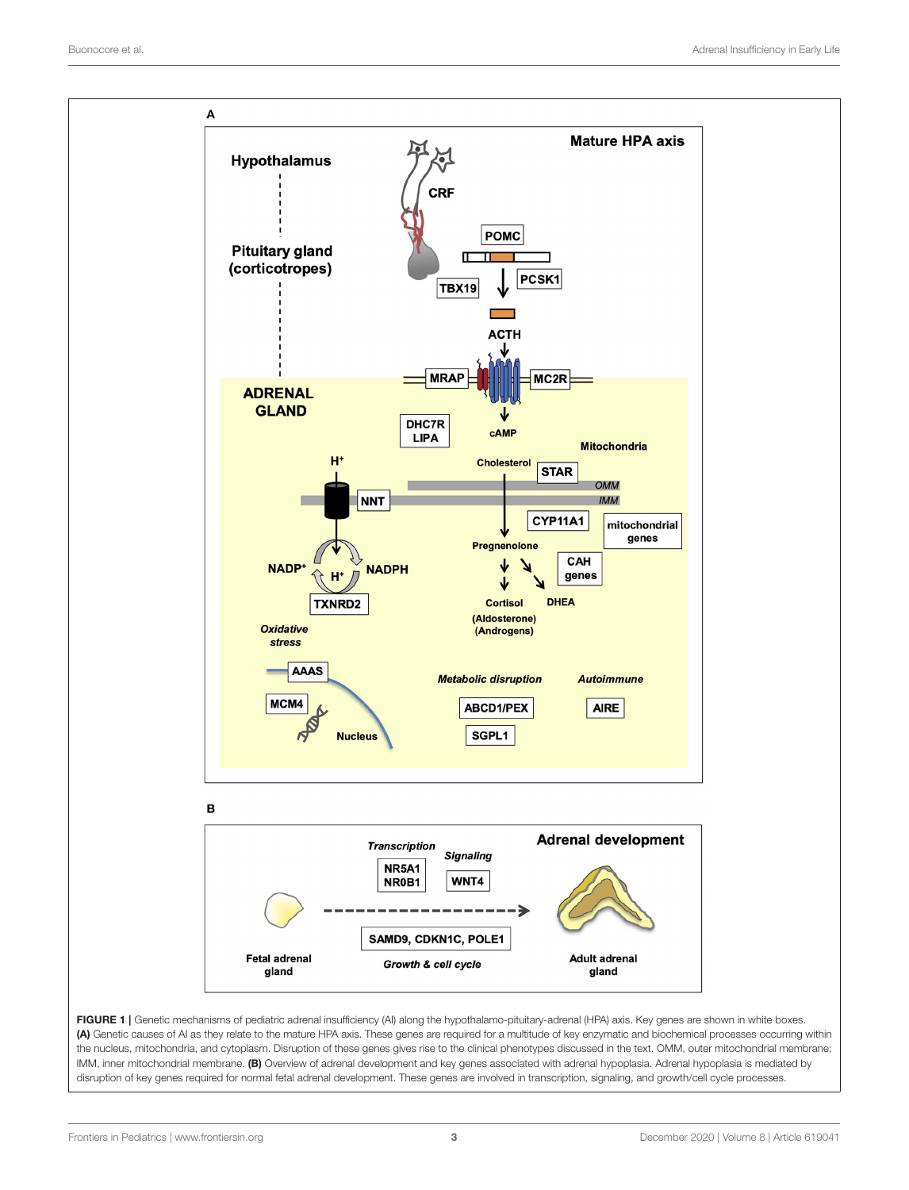**FIGURE 1** | Genetic mechanisms of pediatric adrenal insufficiency (AI) along the hypothalamo-pituitary-adrenal (HPA) axis. Key genes are shown in white boxes. **(A)** Genetic causes of AI as they relate to the mature HPA axis. These genes are required for a multitude of key enzymatic and biochemical processes occurring within the nucleus, mitochondria, and cytoplasm. Disruption of these genes gives rise to the clinical phenotypes discussed in the text. OMM, outer mitochondrial membrane; IMM, inner mitochondrial membrane. **(B)** Overview of adrenal development and key genes associated with adrenal hypoplasia. Adrenal hypoplasia is mediated by disruption of key genes required for normal fetal adrenal development. These genes are involved in transcription, signaling, and growth/cell cycle processes.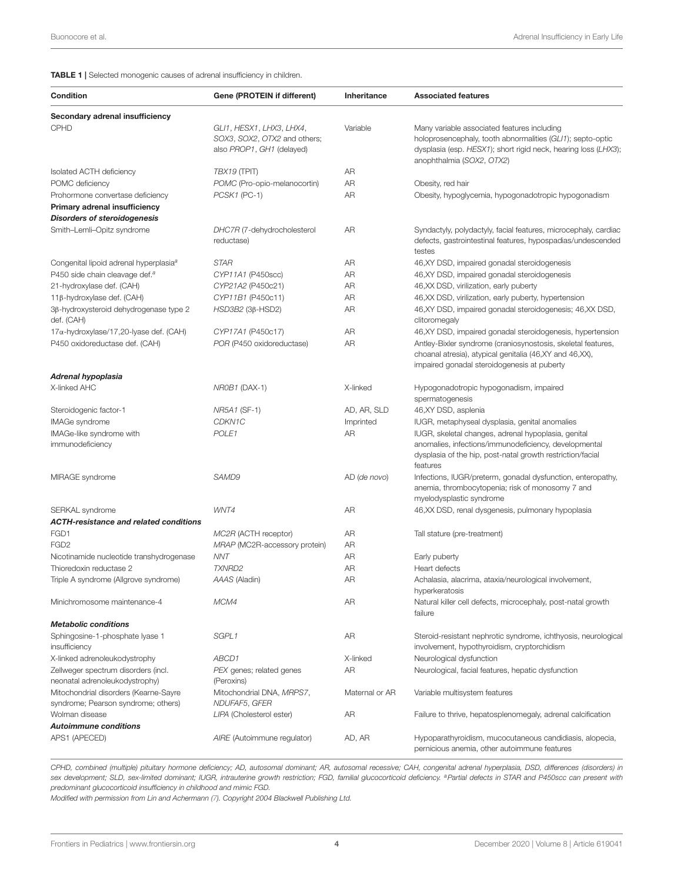**TABLE 1 |** Selected monogenic causes of adrenal insufficiency in children.

| Condition | Gene (PROTEIN if different) | Inheritance | Associated features |
|---|---|---|---|
| **Secondary adrenal insufficiency** | | | |
| CPHD | *GLI1*, *HESX1*, *LHX3*, *LHX4*, *SOX3*, *SOX2*, *OTX2* and others; also *PROP1*, *GH1* (delayed) | Variable | Many variable associated features including holoprosencephaly, tooth abnormalities (*GLI1*); septo-optic dysplasia (esp. *HESX1*); short rigid neck, hearing loss (*LHX3*); anophthalmia (*SOX2*, *OTX2*) |
| Isolated ACTH deficiency | *TBX19* (TPIT) | AR | |
| POMC deficiency | *POMC* (Pro-opio-melanocortin) | AR | Obesity, red hair |
| Prohormone convertase deficiency | *PCSK1* (PC-1) | AR | Obesity, hypoglycemia, hypogonadotropic hypogonadism |
| **Primary adrenal insufficiency** | | | |
| ***Disorders of steroidogenesis*** | | | |
| Smith–Lemli–Opitz syndrome | *DHC7R* (7-dehydrocholesterol reductase) | AR | Syndactyly, polydactyly, facial features, microcephaly, cardiac defects, gastrointestinal features, hypospadias/undescended testes |
| Congenital lipoid adrenal hyperplasia[a] | *STAR* | AR | 46,XY DSD, impaired gonadal steroidogenesis |
| P450 side chain cleavage def.[a] | *CYP11A1* (P450scc) | AR | 46,XY DSD, impaired gonadal steroidogenesis |
| 21-hydroxylase def. (CAH) | *CYP21A2* (P450c21) | AR | 46,XX DSD, virilization, early puberty |
| 11β-hydroxylase def. (CAH) | *CYP11B1* (P450c11) | AR | 46,XX DSD, virilization, early puberty, hypertension |
| 3β-hydroxysteroid dehydrogenase type 2 def. (CAH) | *HSD3B2* (3β-HSD2) | AR | 46,XY DSD, impaired gonadal steroidogenesis; 46,XX DSD, clitoromegaly |
| 17α-hydroxylase/17,20-lyase def. (CAH) | *CYP17A1* (P450c17) | AR | 46,XY DSD, impaired gonadal steroidogenesis, hypertension |
| P450 oxidoreductase def. (CAH) | *POR* (P450 oxidoreductase) | AR | Antley-Bixler syndrome (craniosynostosis, skeletal features, choanal atresia), atypical genitalia (46,XY and 46,XX), impaired gonadal steroidogenesis at puberty |
| ***Adrenal hypoplasia*** | | | |
| X-linked AHC | *NR0B1* (DAX-1) | X-linked | Hypogonadotropic hypogonadism, impaired spermatogenesis |
| Steroidogenic factor-1 | *NR5A1* (SF-1) | AD, AR, SLD | 46,XY DSD, asplenia |
| IMAGe syndrome | *CDKN1C* | Imprinted | IUGR, metaphyseal dysplasia, genital anomalies |
| IMAGe-like syndrome with immunodeficiency | *POLE1* | AR | IUGR, skeletal changes, adrenal hypoplasia, genital anomalies, infections/immunodeficiency, developmental dysplasia of the hip, post-natal growth restriction/facial features |
| MIRAGE syndrome | *SAMD9* | AD (*de novo*) | Infections, IUGR/preterm, gonadal dysfunction, enteropathy, anemia, thrombocytopenia; risk of monosomy 7 and myelodysplastic syndrome |
| SERKAL syndrome | *WNT4* | AR | 46,XX DSD, renal dysgenesis, pulmonary hypoplasia |
| ***ACTH-resistance and related conditions*** | | | |
| FGD1 | *MC2R* (ACTH receptor) | AR | Tall stature (pre-treatment) |
| FGD2 | *MRAP* (MC2R-accessory protein) | AR | |
| Nicotinamide nucleotide transhydrogenase | *NNT* | AR | Early puberty |
| Thioredoxin reductase 2 | *TXNRD2* | AR | Heart defects |
| Triple A syndrome (Allgrove syndrome) | *AAAS* (Aladin) | AR | Achalasia, alacrima, ataxia/neurological involvement, hyperkeratosis |
| Minichromosome maintenance-4 | *MCM4* | AR | Natural killer cell defects, microcephaly, post-natal growth failure |
| ***Metabolic conditions*** | | | |
| Sphingosine-1-phosphate lyase 1 insufficiency | *SGPL1* | AR | Steroid-resistant nephrotic syndrome, ichthyosis, neurological involvement, hypothyroidism, cryptorchidism |
| X-linked adrenoleukodystrophy | *ABCD1* | X-linked | Neurological dysfunction |
| Zellweger spectrum disorders (incl. neonatal adrenoleukodystrophy) | *PEX* genes; related genes (Peroxins) | AR | Neurological, facial features, hepatic dysfunction |
| Mitochondrial disorders (Kearne-Sayre syndrome; Pearson syndrome; others) | Mitochondrial DNA, *MRPS7*, *NDUFAF5*, *GFER* | Maternal or AR | Variable multisystem features |
| Wolman disease | *LIPA* (Cholesterol ester) | AR | Failure to thrive, hepatosplenomegaly, adrenal calcification |
| ***Autoimmune conditions*** | | | |
| APS1 (APECED) | *AIRE* (Autoimmune regulator) | AD, AR | Hypoparathyroidism, mucocutaneous candidiasis, alopecia, pernicious anemia, other autoimmune features |

*CPHD, combined (multiple) pituitary hormone deficiency; AD, autosomal dominant; AR, autosomal recessive; CAH, congenital adrenal hyperplasia, DSD, differences (disorders) in sex development; SLD, sex-limited dominant; IUGR, intrauterine growth restriction; FGD, familial glucocorticoid deficiency. [a]Partial defects in STAR and P450scc can present with predominant glucocorticoid insufficiency in childhood and mimic FGD.*

*Modified with permission from Lin and Achermann (7). Copyright 2004 Blackwell Publishing Ltd.*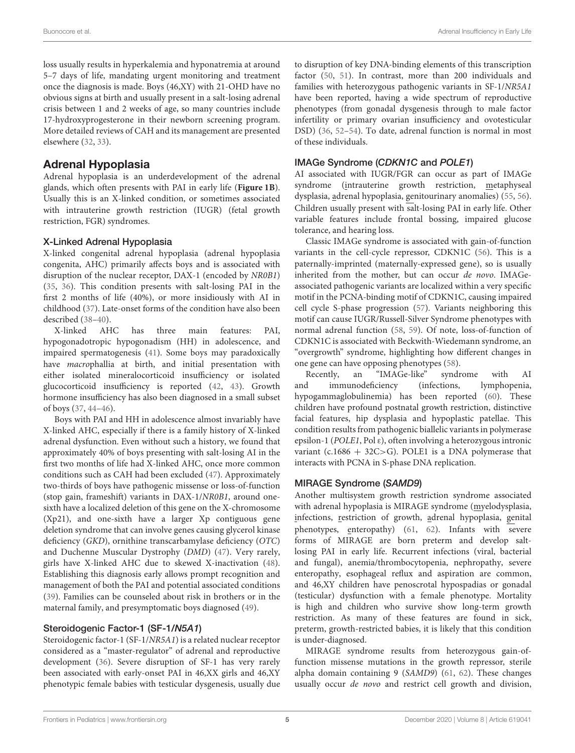loss usually results in hyperkalemia and hyponatremia at around 5–7 days of life, mandating urgent monitoring and treatment once the diagnosis is made. Boys (46,XY) with 21-OHD have no obvious signs at birth and usually present in a salt-losing adrenal crisis between 1 and 2 weeks of age, so many countries include 17-hydroxyprogesterone in their newborn screening program. More detailed reviews of CAH and its management are presented elsewhere (32, 33).

## Adrenal Hypoplasia

Adrenal hypoplasia is an underdevelopment of the adrenal glands, which often presents with PAI in early life (**Figure 1B**). Usually this is an X-linked condition, or sometimes associated with intrauterine growth restriction (IUGR) (fetal growth restriction, FGR) syndromes.

### X-Linked Adrenal Hypoplasia

X-linked congenital adrenal hypoplasia (adrenal hypoplasia congenita, AHC) primarily affects boys and is associated with disruption of the nuclear receptor, DAX-1 (encoded by *NR0B1*) (35, 36). This condition presents with salt-losing PAI in the first 2 months of life (40%), or more insidiously with AI in childhood (37). Late-onset forms of the condition have also been described (38–40).

X-linked AHC has three main features: PAI, hypogonadotropic hypogonadism (HH) in adolescence, and impaired spermatogenesis (41). Some boys may paradoxically have *macro*phallia at birth, and initial presentation with either isolated mineralocorticoid insufficiency or isolated glucocorticoid insufficiency is reported (42, 43). Growth hormone insufficiency has also been diagnosed in a small subset of boys (37, 44–46).

Boys with PAI and HH in adolescence almost invariably have X-linked AHC, especially if there is a family history of X-linked adrenal dysfunction. Even without such a history, we found that approximately 40% of boys presenting with salt-losing AI in the first two months of life had X-linked AHC, once more common conditions such as CAH had been excluded (47). Approximately two-thirds of boys have pathogenic missense or loss-of-function (stop gain, frameshift) variants in DAX-1/*NR0B1*, around one-sixth have a localized deletion of this gene on the X-chromosome (Xp21), and one-sixth have a larger Xp contiguous gene deletion syndrome that can involve genes causing glycerol kinase deficiency (*GKD*), ornithine transcarbamylase deficiency (*OTC*) and Duchenne Muscular Dystrophy (*DMD*) (47). Very rarely, girls have X-linked AHC due to skewed X-inactivation (48). Establishing this diagnosis early allows prompt recognition and management of both the PAI and potential associated conditions (39). Families can be counseled about risk in brothers or in the maternal family, and presymptomatic boys diagnosed (49).

### Steroidogenic Factor-1 (SF-1/*N5A1*)

Steroidogenic factor-1 (SF-1/*NR5A1*) is a related nuclear receptor considered as a "master-regulator" of adrenal and reproductive development (36). Severe disruption of SF-1 has very rarely been associated with early-onset PAI in 46,XX girls and 46,XY phenotypic female babies with testicular dysgenesis, usually due to disruption of key DNA-binding elements of this transcription factor (50, 51). In contrast, more than 200 individuals and families with heterozygous pathogenic variants in SF-1/*NR5A1* have been reported, having a wide spectrum of reproductive phenotypes (from gonadal dysgenesis through to male factor infertility or primary ovarian insufficiency and ovotesticular DSD) (36, 52–54). To date, adrenal function is normal in most of these individuals.

### IMAGe Syndrome (*CDKN1C* and *POLE1*)

AI associated with IUGR/FGR can occur as part of IMAGe syndrome (intrauterine growth restriction, metaphyseal dysplasia, adrenal hypoplasia, genitourinary anomalies) (55, 56). Children usually present with salt-losing PAI in early life. Other variable features include frontal bossing, impaired glucose tolerance, and hearing loss.

Classic IMAGe syndrome is associated with gain-of-function variants in the cell-cycle repressor, CDKN1C (56). This is a paternally-imprinted (maternally-expressed gene), so is usually inherited from the mother, but can occur *de novo*. IMAGe-associated pathogenic variants are localized within a very specific motif in the PCNA-binding motif of CDKN1C, causing impaired cell cycle S-phase progression (57). Variants neighboring this motif can cause IUGR/Russell-Silver Syndrome phenotypes with normal adrenal function (58, 59). Of note, loss-of-function of CDKN1C is associated with Beckwith-Wiedemann syndrome, an "overgrowth" syndrome, highlighting how different changes in one gene can have opposing phenotypes (58).

Recently, an "IMAGe-like" syndrome with AI and immunodeficiency (infections, lymphopenia, hypogammaglobulinemia) has been reported (60). These children have profound postnatal growth restriction, distinctive facial features, hip dysplasia and hypoplastic patellae. This condition results from pathogenic biallelic variants in polymerase epsilon-1 (*POLE1*, Pol ε), often involving a heterozygous intronic variant (c.1686 + 32C>G). POLE1 is a DNA polymerase that interacts with PCNA in S-phase DNA replication.

### MIRAGE Syndrome (*SAMD9*)

Another multisystem growth restriction syndrome associated with adrenal hypoplasia is MIRAGE syndrome (myelodysplasia, infections, restriction of growth, adrenal hypoplasia, genital phenotypes, enteropathy) (61, 62). Infants with severe forms of MIRAGE are born preterm and develop salt-losing PAI in early life. Recurrent infections (viral, bacterial and fungal), anemia/thrombocytopenia, nephropathy, severe enteropathy, esophageal reflux and aspiration are common, and 46,XY children have penoscrotal hypospadias or gonadal (testicular) dysfunction with a female phenotype. Mortality is high and children who survive show long-term growth restriction. As many of these features are found in sick, preterm, growth-restricted babies, it is likely that this condition is under-diagnosed.

MIRAGE syndrome results from heterozygous gain-of-function missense mutations in the growth repressor, sterile alpha domain containing 9 (*SAMD9*) (61, 62). These changes usually occur *de novo* and restrict cell growth and division,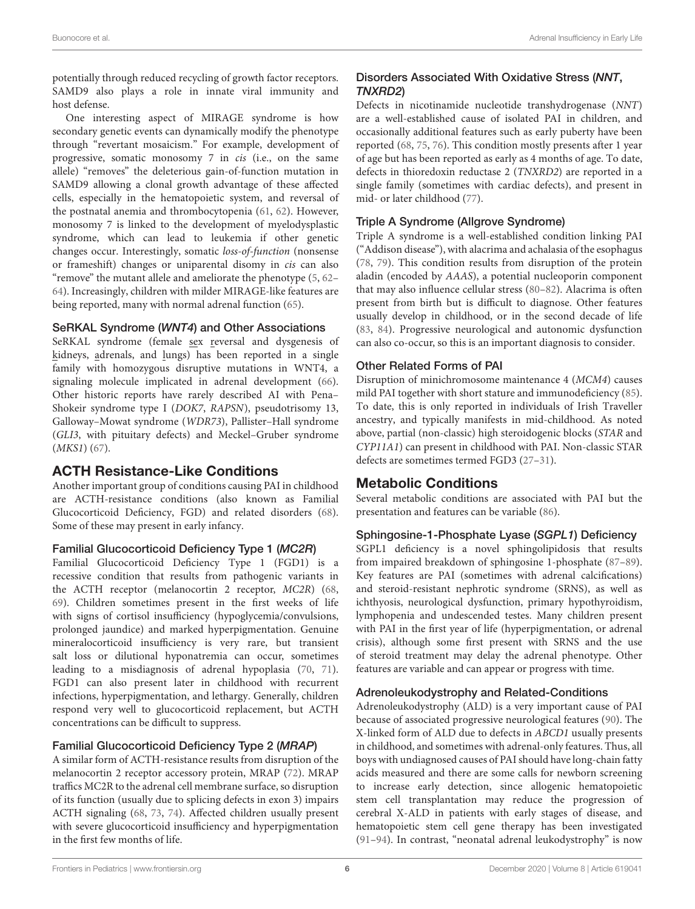potentially through reduced recycling of growth factor receptors. SAMD9 also plays a role in innate viral immunity and host defense.

One interesting aspect of MIRAGE syndrome is how secondary genetic events can dynamically modify the phenotype through "revertant mosaicism." For example, development of progressive, somatic monosomy 7 in *cis* (i.e., on the same allele) "removes" the deleterious gain-of-function mutation in SAMD9 allowing a clonal growth advantage of these affected cells, especially in the hematopoietic system, and reversal of the postnatal anemia and thrombocytopenia (61, 62). However, monosomy 7 is linked to the development of myelodysplastic syndrome, which can lead to leukemia if other genetic changes occur. Interestingly, somatic *loss-of-function* (nonsense or frameshift) changes or uniparental disomy in *cis* can also "remove" the mutant allele and ameliorate the phenotype (5, 62–64). Increasingly, children with milder MIRAGE-like features are being reported, many with normal adrenal function (65).

### SeRKAL Syndrome (*WNT4*) and Other Associations

SeRKAL syndrome (female sex reversal and dysgenesis of kidneys, adrenals, and lungs) has been reported in a single family with homozygous disruptive mutations in WNT4, a signaling molecule implicated in adrenal development (66). Other historic reports have rarely described AI with Pena–Shokeir syndrome type I (*DOK7*, *RAPSN*), pseudotrisomy 13, Galloway–Mowat syndrome (*WDR73*), Pallister–Hall syndrome (*GLI3*, with pituitary defects) and Meckel–Gruber syndrome (*MKS1*) (67).

## ACTH Resistance-Like Conditions

Another important group of conditions causing PAI in childhood are ACTH-resistance conditions (also known as Familial Glucocorticoid Deficiency, FGD) and related disorders (68). Some of these may present in early infancy.

### Familial Glucocorticoid Deficiency Type 1 (*MC2R*)

Familial Glucocorticoid Deficiency Type 1 (FGD1) is a recessive condition that results from pathogenic variants in the ACTH receptor (melanocortin 2 receptor, *MC2R*) (68, 69). Children sometimes present in the first weeks of life with signs of cortisol insufficiency (hypoglycemia/convulsions, prolonged jaundice) and marked hyperpigmentation. Genuine mineralocorticoid insufficiency is very rare, but transient salt loss or dilutional hyponatremia can occur, sometimes leading to a misdiagnosis of adrenal hypoplasia (70, 71). FGD1 can also present later in childhood with recurrent infections, hyperpigmentation, and lethargy. Generally, children respond very well to glucocorticoid replacement, but ACTH concentrations can be difficult to suppress.

### Familial Glucocorticoid Deficiency Type 2 (*MRAP*)

A similar form of ACTH-resistance results from disruption of the melanocortin 2 receptor accessory protein, MRAP (72). MRAP traffics MC2R to the adrenal cell membrane surface, so disruption of its function (usually due to splicing defects in exon 3) impairs ACTH signaling (68, 73, 74). Affected children usually present with severe glucocorticoid insufficiency and hyperpigmentation in the first few months of life.

### Disorders Associated With Oxidative Stress (*NNT*, *TNXRD2*)

Defects in nicotinamide nucleotide transhydrogenase (*NNT*) are a well-established cause of isolated PAI in children, and occasionally additional features such as early puberty have been reported (68, 75, 76). This condition mostly presents after 1 year of age but has been reported as early as 4 months of age. To date, defects in thioredoxin reductase 2 (*TNXRD2*) are reported in a single family (sometimes with cardiac defects), and present in mid- or later childhood (77).

### Triple A Syndrome (Allgrove Syndrome)

Triple A syndrome is a well-established condition linking PAI ("Addison disease"), with alacrima and achalasia of the esophagus (78, 79). This condition results from disruption of the protein aladin (encoded by *AAAS*), a potential nucleoporin component that may also influence cellular stress (80–82). Alacrima is often present from birth but is difficult to diagnose. Other features usually develop in childhood, or in the second decade of life (83, 84). Progressive neurological and autonomic dysfunction can also co-occur, so this is an important diagnosis to consider.

### Other Related Forms of PAI

Disruption of minichromosome maintenance 4 (*MCM4*) causes mild PAI together with short stature and immunodeficiency (85). To date, this is only reported in individuals of Irish Traveller ancestry, and typically manifests in mid-childhood. As noted above, partial (non-classic) high steroidogenic blocks (*STAR* and *CYP11A1*) can present in childhood with PAI. Non-classic STAR defects are sometimes termed FGD3 (27–31).

## Metabolic Conditions

Several metabolic conditions are associated with PAI but the presentation and features can be variable (86).

### Sphingosine-1-Phosphate Lyase (*SGPL1*) Deficiency

SGPL1 deficiency is a novel sphingolipidosis that results from impaired breakdown of sphingosine 1-phosphate (87–89). Key features are PAI (sometimes with adrenal calcifications) and steroid-resistant nephrotic syndrome (SRNS), as well as ichthyosis, neurological dysfunction, primary hypothyroidism, lymphopenia and undescended testes. Many children present with PAI in the first year of life (hyperpigmentation, or adrenal crisis), although some first present with SRNS and the use of steroid treatment may delay the adrenal phenotype. Other features are variable and can appear or progress with time.

### Adrenoleukodystrophy and Related-Conditions

Adrenoleukodystrophy (ALD) is a very important cause of PAI because of associated progressive neurological features (90). The X-linked form of ALD due to defects in *ABCD1* usually presents in childhood, and sometimes with adrenal-only features. Thus, all boys with undiagnosed causes of PAI should have long-chain fatty acids measured and there are some calls for newborn screening to increase early detection, since allogenic hematopoietic stem cell transplantation may reduce the progression of cerebral X-ALD in patients with early stages of disease, and hematopoietic stem cell gene therapy has been investigated (91–94). In contrast, "neonatal adrenal leukodystrophy" is now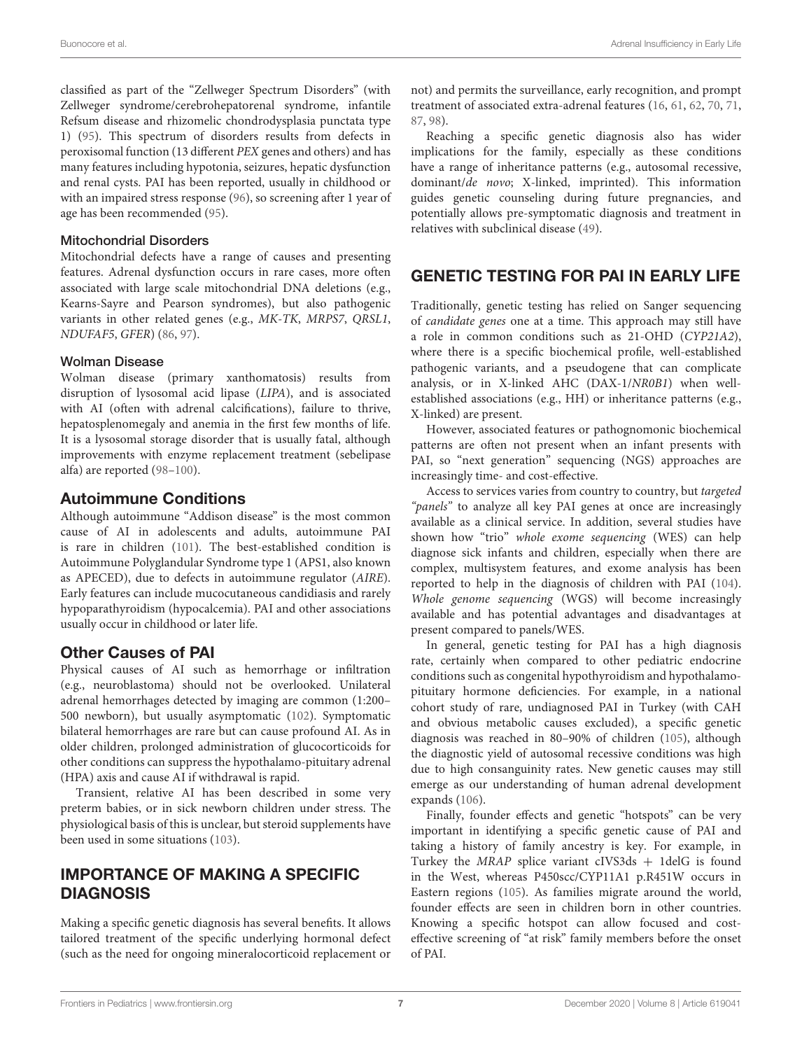classified as part of the "Zellweger Spectrum Disorders" (with Zellweger syndrome/cerebrohepatorenal syndrome, infantile Refsum disease and rhizomelic chondrodysplasia punctata type 1) (95). This spectrum of disorders results from defects in peroxisomal function (13 different *PEX* genes and others) and has many features including hypotonia, seizures, hepatic dysfunction and renal cysts. PAI has been reported, usually in childhood or with an impaired stress response (96), so screening after 1 year of age has been recommended (95).

#### Mitochondrial Disorders

Mitochondrial defects have a range of causes and presenting features. Adrenal dysfunction occurs in rare cases, more often associated with large scale mitochondrial DNA deletions (e.g., Kearns-Sayre and Pearson syndromes), but also pathogenic variants in other related genes (e.g., *MK-TK*, *MRPS7*, *QRSL1*, *NDUFAF5*, *GFER*) (86, 97).

#### Wolman Disease

Wolman disease (primary xanthomatosis) results from disruption of lysosomal acid lipase (*LIPA*), and is associated with AI (often with adrenal calcifications), failure to thrive, hepatosplenomegaly and anemia in the first few months of life. It is a lysosomal storage disorder that is usually fatal, although improvements with enzyme replacement treatment (sebelipase alfa) are reported (98–100).

### Autoimmune Conditions

Although autoimmune "Addison disease" is the most common cause of AI in adolescents and adults, autoimmune PAI is rare in children (101). The best-established condition is Autoimmune Polyglandular Syndrome type 1 (APS1, also known as APECED), due to defects in autoimmune regulator (*AIRE*). Early features can include mucocutaneous candidiasis and rarely hypoparathyroidism (hypocalcemia). PAI and other associations usually occur in childhood or later life.

### Other Causes of PAI

Physical causes of AI such as hemorrhage or infiltration (e.g., neuroblastoma) should not be overlooked. Unilateral adrenal hemorrhages detected by imaging are common (1:200–500 newborn), but usually asymptomatic (102). Symptomatic bilateral hemorrhages are rare but can cause profound AI. As in older children, prolonged administration of glucocorticoids for other conditions can suppress the hypothalamo-pituitary adrenal (HPA) axis and cause AI if withdrawal is rapid.

Transient, relative AI has been described in some very preterm babies, or in sick newborn children under stress. The physiological basis of this is unclear, but steroid supplements have been used in some situations (103).

## IMPORTANCE OF MAKING A SPECIFIC DIAGNOSIS

Making a specific genetic diagnosis has several benefits. It allows tailored treatment of the specific underlying hormonal defect (such as the need for ongoing mineralocorticoid replacement or not) and permits the surveillance, early recognition, and prompt treatment of associated extra-adrenal features (16, 61, 62, 70, 71, 87, 98).

Reaching a specific genetic diagnosis also has wider implications for the family, especially as these conditions have a range of inheritance patterns (e.g., autosomal recessive, dominant/*de novo*; X-linked, imprinted). This information guides genetic counseling during future pregnancies, and potentially allows pre-symptomatic diagnosis and treatment in relatives with subclinical disease (49).

## GENETIC TESTING FOR PAI IN EARLY LIFE

Traditionally, genetic testing has relied on Sanger sequencing of *candidate genes* one at a time. This approach may still have a role in common conditions such as 21-OHD (*CYP21A2*), where there is a specific biochemical profile, well-established pathogenic variants, and a pseudogene that can complicate analysis, or in X-linked AHC (DAX-1/*NR0B1*) when well-established associations (e.g., HH) or inheritance patterns (e.g., X-linked) are present.

However, associated features or pathognomonic biochemical patterns are often not present when an infant presents with PAI, so "next generation" sequencing (NGS) approaches are increasingly time- and cost-effective.

Access to services varies from country to country, but *targeted "panels"* to analyze all key PAI genes at once are increasingly available as a clinical service. In addition, several studies have shown how "trio" *whole exome sequencing* (WES) can help diagnose sick infants and children, especially when there are complex, multisystem features, and exome analysis has been reported to help in the diagnosis of children with PAI (104). *Whole genome sequencing* (WGS) will become increasingly available and has potential advantages and disadvantages at present compared to panels/WES.

In general, genetic testing for PAI has a high diagnosis rate, certainly when compared to other pediatric endocrine conditions such as congenital hypothyroidism and hypothalamo-pituitary hormone deficiencies. For example, in a national cohort study of rare, undiagnosed PAI in Turkey (with CAH and obvious metabolic causes excluded), a specific genetic diagnosis was reached in 80–90% of children (105), although the diagnostic yield of autosomal recessive conditions was high due to high consanguinity rates. New genetic causes may still emerge as our understanding of human adrenal development expands (106).

Finally, founder effects and genetic "hotspots" can be very important in identifying a specific genetic cause of PAI and taking a history of family ancestry is key. For example, in Turkey the *MRAP* splice variant cIVS3ds + 1delG is found in the West, whereas P450scc/CYP11A1 p.R451W occurs in Eastern regions (105). As families migrate around the world, founder effects are seen in children born in other countries. Knowing a specific hotspot can allow focused and cost-effective screening of "at risk" family members before the onset of PAI.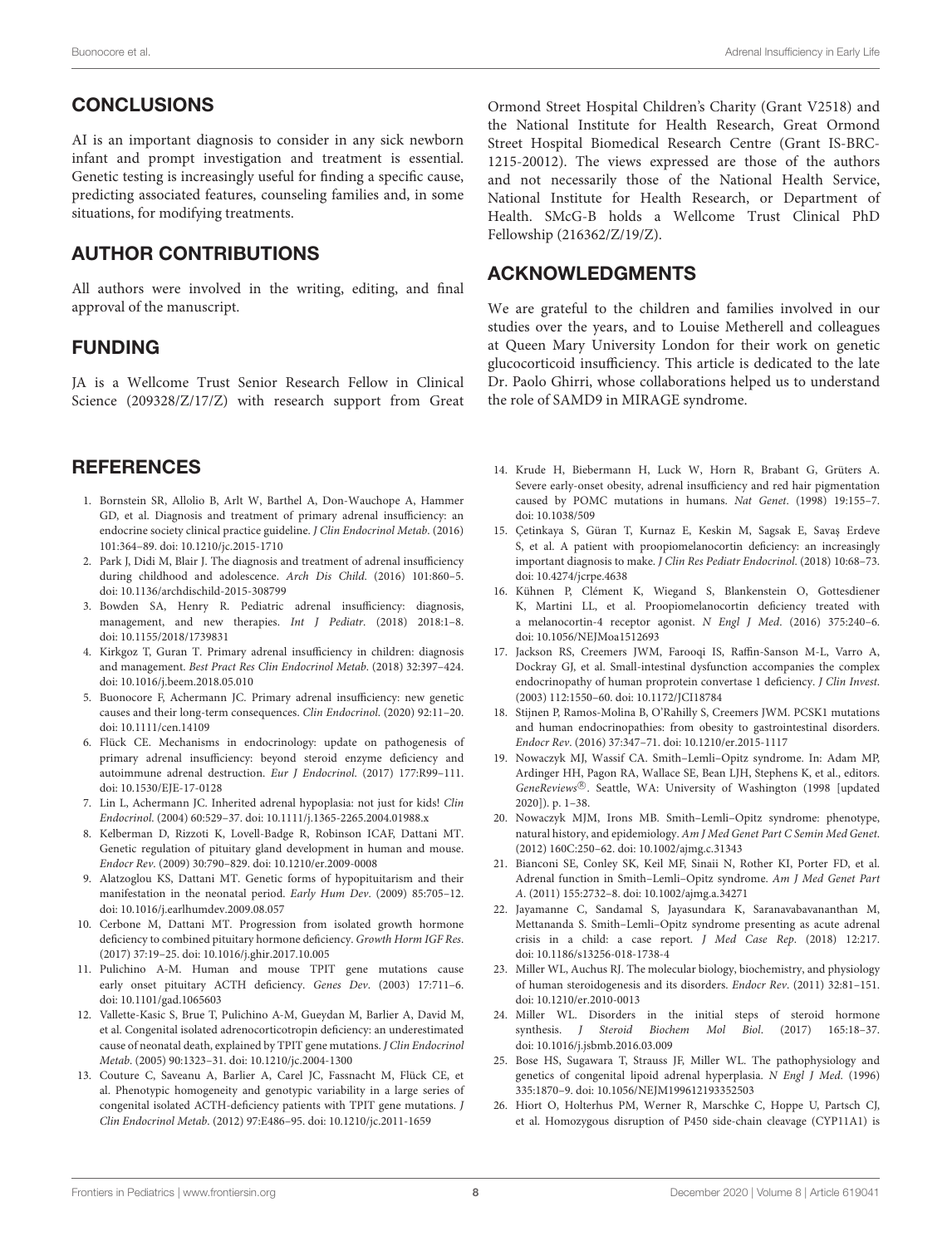## CONCLUSIONS

AI is an important diagnosis to consider in any sick newborn infant and prompt investigation and treatment is essential. Genetic testing is increasingly useful for finding a specific cause, predicting associated features, counseling families and, in some situations, for modifying treatments.

## AUTHOR CONTRIBUTIONS

All authors were involved in the writing, editing, and final approval of the manuscript.

## FUNDING

JA is a Wellcome Trust Senior Research Fellow in Clinical Science (209328/Z/17/Z) with research support from Great Ormond Street Hospital Children's Charity (Grant V2518) and the National Institute for Health Research, Great Ormond Street Hospital Biomedical Research Centre (Grant IS-BRC-1215-20012). The views expressed are those of the authors and not necessarily those of the National Health Service, National Institute for Health Research, or Department of Health. SMcG-B holds a Wellcome Trust Clinical PhD Fellowship (216362/Z/19/Z).

## ACKNOWLEDGMENTS

We are grateful to the children and families involved in our studies over the years, and to Louise Metherell and colleagues at Queen Mary University London for their work on genetic glucocorticoid insufficiency. This article is dedicated to the late Dr. Paolo Ghirri, whose collaborations helped us to understand the role of SAMD9 in MIRAGE syndrome.

## REFERENCES

1. Bornstein SR, Allolio B, Arlt W, Barthel A, Don-Wauchope A, Hammer GD, et al. Diagnosis and treatment of primary adrenal insufficiency: an endocrine society clinical practice guideline. *J Clin Endocrinol Metab*. (2016) 101:364–89. doi: 10.1210/jc.2015-1710
2. Park J, Didi M, Blair J. The diagnosis and treatment of adrenal insufficiency during childhood and adolescence. *Arch Dis Child*. (2016) 101:860–5. doi: 10.1136/archdischild-2015-308799
3. Bowden SA, Henry R. Pediatric adrenal insufficiency: diagnosis, management, and new therapies. *Int J Pediatr*. (2018) 2018:1–8. doi: 10.1155/2018/1739831
4. Kirkgoz T, Guran T. Primary adrenal insufficiency in children: diagnosis and management. *Best Pract Res Clin Endocrinol Metab*. (2018) 32:397–424. doi: 10.1016/j.beem.2018.05.010
5. Buonocore F, Achermann JC. Primary adrenal insufficiency: new genetic causes and their long-term consequences. *Clin Endocrinol*. (2020) 92:11–20. doi: 10.1111/cen.14109
6. Flück CE. Mechanisms in endocrinology: update on pathogenesis of primary adrenal insufficiency: beyond steroid enzyme deficiency and autoimmune adrenal destruction. *Eur J Endocrinol*. (2017) 177:R99–111. doi: 10.1530/EJE-17-0128
7. Lin L, Achermann JC. Inherited adrenal hypoplasia: not just for kids! *Clin Endocrinol*. (2004) 60:529–37. doi: 10.1111/j.1365-2265.2004.01988.x
8. Kelberman D, Rizzoti K, Lovell-Badge R, Robinson ICAF, Dattani MT. Genetic regulation of pituitary gland development in human and mouse. *Endocr Rev*. (2009) 30:790–829. doi: 10.1210/er.2009-0008
9. Alatzoglou KS, Dattani MT. Genetic forms of hypopituitarism and their manifestation in the neonatal period. *Early Hum Dev*. (2009) 85:705–12. doi: 10.1016/j.earlhumdev.2009.08.057
10. Cerbone M, Dattani MT. Progression from isolated growth hormone deficiency to combined pituitary hormone deficiency. *Growth Horm IGF Res*. (2017) 37:19–25. doi: 10.1016/j.ghir.2017.10.005
11. Pulichino A-M. Human and mouse TPIT gene mutations cause early onset pituitary ACTH deficiency. *Genes Dev*. (2003) 17:711–6. doi: 10.1101/gad.1065603
12. Vallette-Kasic S, Brue T, Pulichino A-M, Gueydan M, Barlier A, David M, et al. Congenital isolated adrenocorticotropin deficiency: an underestimated cause of neonatal death, explained by TPIT gene mutations. *J Clin Endocrinol Metab*. (2005) 90:1323–31. doi: 10.1210/jc.2004-1300
13. Couture C, Saveanu A, Barlier A, Carel JC, Fassnacht M, Flück CE, et al. Phenotypic homogeneity and genotypic variability in a large series of congenital isolated ACTH-deficiency patients with TPIT gene mutations. *J Clin Endocrinol Metab*. (2012) 97:E486–95. doi: 10.1210/jc.2011-1659
14. Krude H, Biebermann H, Luck W, Horn R, Brabant G, Grüters A. Severe early-onset obesity, adrenal insufficiency and red hair pigmentation caused by POMC mutations in humans. *Nat Genet*. (1998) 19:155–7. doi: 10.1038/509
15. Çetinkaya S, Güran T, Kurnaz E, Keskin M, Sagsak E, Savaş Erdeve S, et al. A patient with proopiomelanocortin deficiency: an increasingly important diagnosis to make. *J Clin Res Pediatr Endocrinol*. (2018) 10:68–73. doi: 10.4274/jcrpe.4638
16. Kühnen P, Clément K, Wiegand S, Blankenstein O, Gottesdiener K, Martini LL, et al. Proopiomelanocortin deficiency treated with a melanocortin-4 receptor agonist. *N Engl J Med*. (2016) 375:240–6. doi: 10.1056/NEJMoa1512693
17. Jackson RS, Creemers JWM, Farooqi IS, Raffin-Sanson M-L, Varro A, Dockray GJ, et al. Small-intestinal dysfunction accompanies the complex endocrinopathy of human proprotein convertase 1 deficiency. *J Clin Invest*. (2003) 112:1550–60. doi: 10.1172/JCI18784
18. Stijnen P, Ramos-Molina B, O'Rahilly S, Creemers JWM. PCSK1 mutations and human endocrinopathies: from obesity to gastrointestinal disorders. *Endocr Rev*. (2016) 37:347–71. doi: 10.1210/er.2015-1117
19. Nowaczyk MJ, Wassif CA. Smith–Lemli–Opitz syndrome. In: Adam MP, Ardinger HH, Pagon RA, Wallace SE, Bean LJH, Stephens K, et al., editors. *GeneReviews®*. Seattle, WA: University of Washington (1998 [updated 2020]). p. 1–38.
20. Nowaczyk MJM, Irons MB. Smith–Lemli–Opitz syndrome: phenotype, natural history, and epidemiology. *Am J Med Genet Part C Semin Med Genet*. (2012) 160C:250–62. doi: 10.1002/ajmg.c.31343
21. Bianconi SE, Conley SK, Keil MF, Sinaii N, Rother KI, Porter FD, et al. Adrenal function in Smith–Lemli–Opitz syndrome. *Am J Med Genet Part A*. (2011) 155:2732–8. doi: 10.1002/ajmg.a.34271
22. Jayamanne C, Sandamal S, Jayasundara K, Saranavabavananthan M, Mettananda S. Smith–Lemli–Opitz syndrome presenting as acute adrenal crisis in a child: a case report. *J Med Case Rep*. (2018) 12:217. doi: 10.1186/s13256-018-1738-4
23. Miller WL, Auchus RJ. The molecular biology, biochemistry, and physiology of human steroidogenesis and its disorders. *Endocr Rev*. (2011) 32:81–151. doi: 10.1210/er.2010-0013
24. Miller WL. Disorders in the initial steps of steroid hormone synthesis. *J Steroid Biochem Mol Biol*. (2017) 165:18–37. doi: 10.1016/j.jsbmb.2016.03.009
25. Bose HS, Sugawara T, Strauss JF, Miller WL. The pathophysiology and genetics of congenital lipoid adrenal hyperplasia. *N Engl J Med*. (1996) 335:1870–9. doi: 10.1056/NEJM199612193352503
26. Hiort O, Holterhus PM, Werner R, Marschke C, Hoppe U, Partsch CJ, et al. Homozygous disruption of P450 side-chain cleavage (CYP11A1) is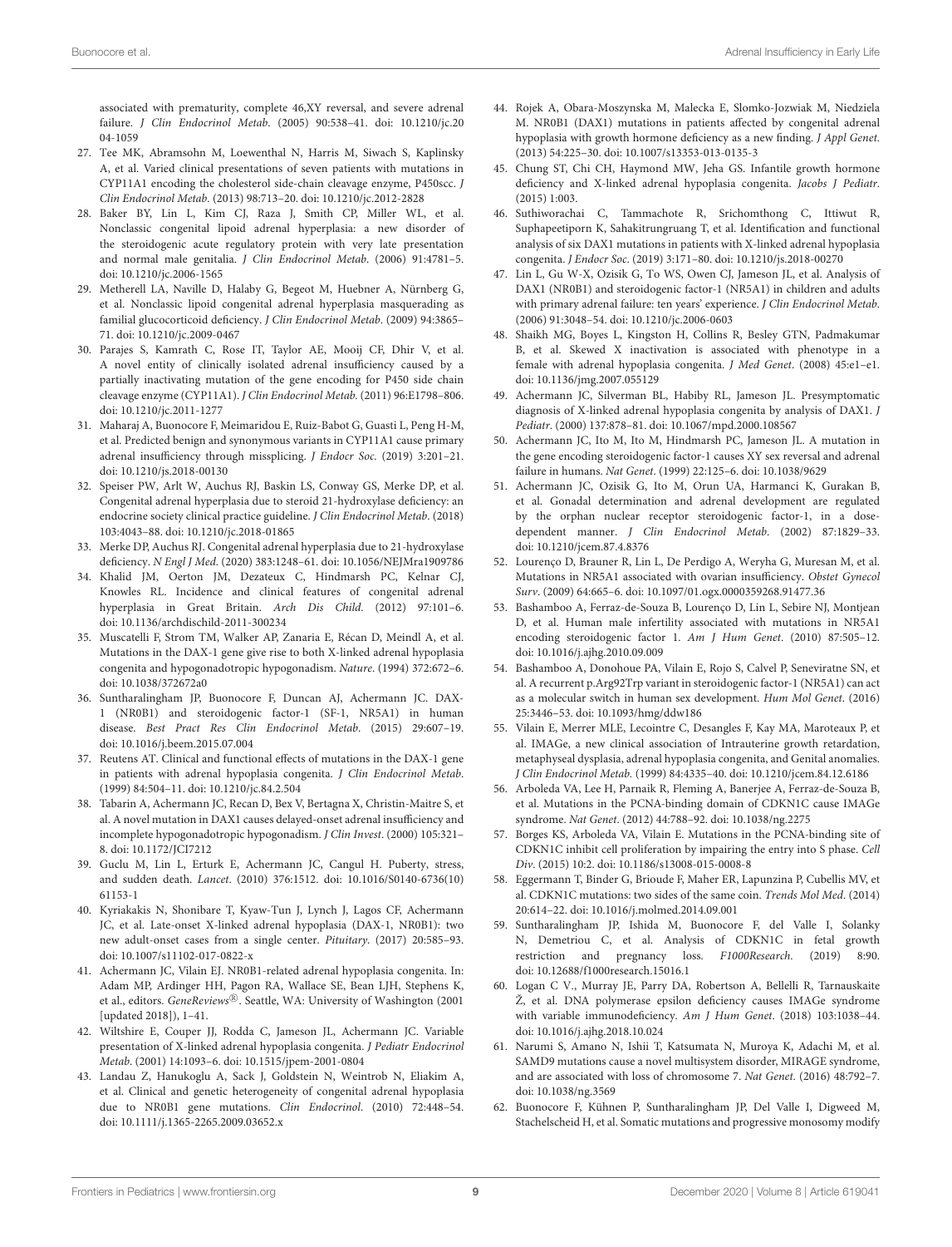associated with prematurity, complete 46,XY reversal, and severe adrenal failure. *J Clin Endocrinol Metab*. (2005) 90:538–41. doi: 10.1210/jc.2004-1059

27. Tee MK, Abramsohn M, Loewenthal N, Harris M, Siwach S, Kaplinsky A, et al. Varied clinical presentations of seven patients with mutations in CYP11A1 encoding the cholesterol side-chain cleavage enzyme, P450scc. *J Clin Endocrinol Metab*. (2013) 98:713–20. doi: 10.1210/jc.2012-2828
28. Baker BY, Lin L, Kim CJ, Raza J, Smith CP, Miller WL, et al. Nonclassic congenital lipoid adrenal hyperplasia: a new disorder of the steroidogenic acute regulatory protein with very late presentation and normal male genitalia. *J Clin Endocrinol Metab*. (2006) 91:4781–5. doi: 10.1210/jc.2006-1565
29. Metherell LA, Naville D, Halaby G, Begeot M, Huebner A, Nürnberg G, et al. Nonclassic lipoid congenital adrenal hyperplasia masquerading as familial glucocorticoid deficiency. *J Clin Endocrinol Metab*. (2009) 94:3865–71. doi: 10.1210/jc.2009-0467
30. Parajes S, Kamrath C, Rose IT, Taylor AE, Mooij CF, Dhir V, et al. A novel entity of clinically isolated adrenal insufficiency caused by a partially inactivating mutation of the gene encoding for P450 side chain cleavage enzyme (CYP11A1). *J Clin Endocrinol Metab*. (2011) 96:E1798–806. doi: 10.1210/jc.2011-1277
31. Maharaj A, Buonocore F, Meimaridou E, Ruiz-Babot G, Guasti L, Peng H-M, et al. Predicted benign and synonymous variants in CYP11A1 cause primary adrenal insufficiency through missplicing. *J Endocr Soc*. (2019) 3:201–21. doi: 10.1210/js.2018-00130
32. Speiser PW, Arlt W, Auchus RJ, Baskin LS, Conway GS, Merke DP, et al. Congenital adrenal hyperplasia due to steroid 21-hydroxylase deficiency: an endocrine society clinical practice guideline. *J Clin Endocrinol Metab*. (2018) 103:4043–88. doi: 10.1210/jc.2018-01865
33. Merke DP, Auchus RJ. Congenital adrenal hyperplasia due to 21-hydroxylase deficiency. *N Engl J Med*. (2020) 383:1248–61. doi: 10.1056/NEJMra1909786
34. Khalid JM, Oerton JM, Dezateux C, Hindmarsh PC, Kelnar CJ, Knowles RL. Incidence and clinical features of congenital adrenal hyperplasia in Great Britain. *Arch Dis Child*. (2012) 97:101–6. doi: 10.1136/archdischild-2011-300234
35. Muscatelli F, Strom TM, Walker AP, Zanaria E, Récan D, Meindl A, et al. Mutations in the DAX-1 gene give rise to both X-linked adrenal hypoplasia congenita and hypogonadotropic hypogonadism. *Nature*. (1994) 372:672–6. doi: 10.1038/372672a0
36. Suntharalingham JP, Buonocore F, Duncan AJ, Achermann JC. DAX-1 (NR0B1) and steroidogenic factor-1 (SF-1, NR5A1) in human disease. *Best Pract Res Clin Endocrinol Metab*. (2015) 29:607–19. doi: 10.1016/j.beem.2015.07.004
37. Reutens AT. Clinical and functional effects of mutations in the DAX-1 gene in patients with adrenal hypoplasia congenita. *J Clin Endocrinol Metab*. (1999) 84:504–11. doi: 10.1210/jc.84.2.504
38. Tabarin A, Achermann JC, Recan D, Bex V, Bertagna X, Christin-Maitre S, et al. A novel mutation in DAX1 causes delayed-onset adrenal insufficiency and incomplete hypogonadotropic hypogonadism. *J Clin Invest*. (2000) 105:321–8. doi: 10.1172/JCI7212
39. Guclu M, Lin L, Erturk E, Achermann JC, Cangul H. Puberty, stress, and sudden death. *Lancet*. (2010) 376:1512. doi: 10.1016/S0140-6736(10)61153-1
40. Kyriakakis N, Shonibare T, Kyaw-Tun J, Lynch J, Lagos CF, Achermann JC, et al. Late-onset X-linked adrenal hypoplasia (DAX-1, NR0B1): two new adult-onset cases from a single center. *Pituitary*. (2017) 20:585–93. doi: 10.1007/s11102-017-0822-x
41. Achermann JC, Vilain EJ. NR0B1-related adrenal hypoplasia congenita. In: Adam MP, Ardinger HH, Pagon RA, Wallace SE, Bean LJH, Stephens K, et al., editors. *GeneReviews®*. Seattle, WA: University of Washington (2001 [updated 2018]), 1–41.
42. Wiltshire E, Couper JJ, Rodda C, Jameson JL, Achermann JC. Variable presentation of X-linked adrenal hypoplasia congenita. *J Pediatr Endocrinol Metab*. (2001) 14:1093–6. doi: 10.1515/jpem-2001-0804
43. Landau Z, Hanukoglu A, Sack J, Goldstein N, Weintrob N, Eliakim A, et al. Clinical and genetic heterogeneity of congenital adrenal hypoplasia due to NR0B1 gene mutations. *Clin Endocrinol*. (2010) 72:448–54. doi: 10.1111/j.1365-2265.2009.03652.x
44. Rojek A, Obara-Moszynska M, Malecka E, Slomko-Jozwiak M, Niedziela M. NR0B1 (DAX1) mutations in patients affected by congenital adrenal hypoplasia with growth hormone deficiency as a new finding. *J Appl Genet*. (2013) 54:225–30. doi: 10.1007/s13353-013-0135-3
45. Chung ST, Chi CH, Haymond MW, Jeha GS. Infantile growth hormone deficiency and X-linked adrenal hypoplasia congenita. *Jacobs J Pediatr*. (2015) 1:003.
46. Suthiworachai C, Tammachote R, Srichomthong C, Ittiwut R, Suphapeetiporn K, Sahakitrungruang T, et al. Identification and functional analysis of six DAX1 mutations in patients with X-linked adrenal hypoplasia congenita. *J Endocr Soc*. (2019) 3:171–80. doi: 10.1210/js.2018-00270
47. Lin L, Gu W-X, Ozisik G, To WS, Owen CJ, Jameson JL, et al. Analysis of DAX1 (NR0B1) and steroidogenic factor-1 (NR5A1) in children and adults with primary adrenal failure: ten years' experience. *J Clin Endocrinol Metab*. (2006) 91:3048–54. doi: 10.1210/jc.2006-0603
48. Shaikh MG, Boyes L, Kingston H, Collins R, Besley GTN, Padmakumar B, et al. Skewed X inactivation is associated with phenotype in a female with adrenal hypoplasia congenita. *J Med Genet*. (2008) 45:e1–e1. doi: 10.1136/jmg.2007.055129
49. Achermann JC, Silverman BL, Habiby RL, Jameson JL. Presymptomatic diagnosis of X-linked adrenal hypoplasia congenita by analysis of DAX1. *J Pediatr*. (2000) 137:878–81. doi: 10.1067/mpd.2000.108567
50. Achermann JC, Ito M, Ito M, Hindmarsh PC, Jameson JL. A mutation in the gene encoding steroidogenic factor-1 causes XY sex reversal and adrenal failure in humans. *Nat Genet*. (1999) 22:125–6. doi: 10.1038/9629
51. Achermann JC, Ozisik G, Ito M, Orun UA, Harmanci K, Gurakan B, et al. Gonadal determination and adrenal development are regulated by the orphan nuclear receptor steroidogenic factor-1, in a dose-dependent manner. *J Clin Endocrinol Metab*. (2002) 87:1829–33. doi: 10.1210/jcem.87.4.8376
52. Lourenço D, Brauner R, Lin L, De Perdigo A, Weryha G, Muresan M, et al. Mutations in NR5A1 associated with ovarian insufficiency. *Obstet Gynecol Surv*. (2009) 64:665–6. doi: 10.1097/01.ogx.0000359268.91477.36
53. Bashamboo A, Ferraz-de-Souza B, Lourenço D, Lin L, Sebire NJ, Montjean D, et al. Human male infertility associated with mutations in NR5A1 encoding steroidogenic factor 1. *Am J Hum Genet*. (2010) 87:505–12. doi: 10.1016/j.ajhg.2010.09.009
54. Bashamboo A, Donohoue PA, Vilain E, Rojo S, Calvel P, Seneviratne SN, et al. A recurrent p.Arg92Trp variant in steroidogenic factor-1 (NR5A1) can act as a molecular switch in human sex development. *Hum Mol Genet*. (2016) 25:3446–53. doi: 10.1093/hmg/ddw186
55. Vilain E, Merrer MLE, Lecointre C, Desangles F, Kay MA, Maroteaux P, et al. IMAGe, a new clinical association of Intrauterine growth retardation, metaphyseal dysplasia, adrenal hypoplasia congenita, and Genital anomalies. *J Clin Endocrinol Metab*. (1999) 84:4335–40. doi: 10.1210/jcem.84.12.6186
56. Arboleda VA, Lee H, Parnaik R, Fleming A, Banerjee A, Ferraz-de-Souza B, et al. Mutations in the PCNA-binding domain of CDKN1C cause IMAGe syndrome. *Nat Genet*. (2012) 44:788–92. doi: 10.1038/ng.2275
57. Borges KS, Arboleda VA, Vilain E. Mutations in the PCNA-binding site of CDKN1C inhibit cell proliferation by impairing the entry into S phase. *Cell Div*. (2015) 10:2. doi: 10.1186/s13008-015-0008-8
58. Eggermann T, Binder G, Brioude F, Maher ER, Lapunzina P, Cubellis MV, et al. CDKN1C mutations: two sides of the same coin. *Trends Mol Med*. (2014) 20:614–22. doi: 10.1016/j.molmed.2014.09.001
59. Suntharalingham JP, Ishida M, Buonocore F, del Valle I, Solanky N, Demetriou C, et al. Analysis of CDKN1C in fetal growth restriction and pregnancy loss. *F1000Research*. (2019) 8:90. doi: 10.12688/f1000research.15016.1
60. Logan C V., Murray JE, Parry DA, Robertson A, Bellelli R, Tarnauskaite Ž, et al. DNA polymerase epsilon deficiency causes IMAGe syndrome with variable immunodeficiency. *Am J Hum Genet*. (2018) 103:1038–44. doi: 10.1016/j.ajhg.2018.10.024
61. Narumi S, Amano N, Ishii T, Katsumata N, Muroya K, Adachi M, et al. SAMD9 mutations cause a novel multisystem disorder, MIRAGE syndrome, and are associated with loss of chromosome 7. *Nat Genet*. (2016) 48:792–7. doi: 10.1038/ng.3569
62. Buonocore F, Kühnen P, Suntharalingham JP, Del Valle I, Digweed M, Stachelscheid H, et al. Somatic mutations and progressive monosomy modify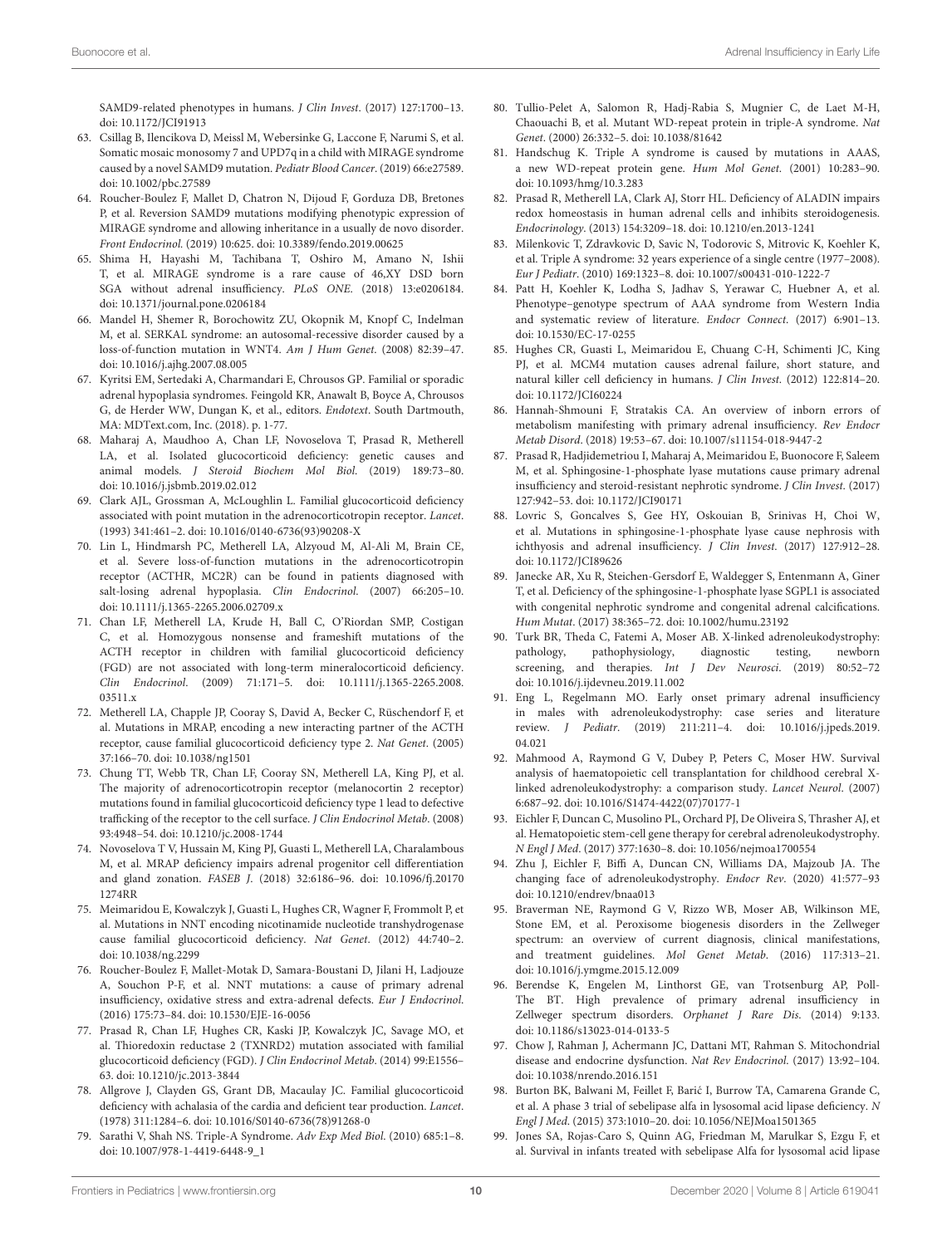SAMD9-related phenotypes in humans. *J Clin Invest*. (2017) 127:1700–13. doi: 10.1172/JCI91913

63. Csillag B, Ilencikova D, Meissl M, Webersinke G, Laccone F, Narumi S, et al. Somatic mosaic monosomy 7 and UPD7q in a child with MIRAGE syndrome caused by a novel SAMD9 mutation. *Pediatr Blood Cancer*. (2019) 66:e27589. doi: 10.1002/pbc.27589
64. Roucher-Boulez F, Mallet D, Chatron N, Dijoud F, Gorduza DB, Bretones P, et al. Reversion SAMD9 mutations modifying phenotypic expression of MIRAGE syndrome and allowing inheritance in a usually de novo disorder. *Front Endocrinol*. (2019) 10:625. doi: 10.3389/fendo.2019.00625
65. Shima H, Hayashi M, Tachibana T, Oshiro M, Amano N, Ishii T, et al. MIRAGE syndrome is a rare cause of 46,XY DSD born SGA without adrenal insufficiency. *PLoS ONE*. (2018) 13:e0206184. doi: 10.1371/journal.pone.0206184
66. Mandel H, Shemer R, Borochowitz ZU, Okopnik M, Knopf C, Indelman M, et al. SERKAL syndrome: an autosomal-recessive disorder caused by a loss-of-function mutation in WNT4. *Am J Hum Genet*. (2008) 82:39–47. doi: 10.1016/j.ajhg.2007.08.005
67. Kyritsi EM, Sertedaki A, Charmandari E, Chrousos GP. Familial or sporadic adrenal hypoplasia syndromes. Feingold KR, Anawalt B, Boyce A, Chrousos G, de Herder WW, Dungan K, et al., editors. *Endotext*. South Dartmouth, MA: MDText.com, Inc. (2018). p. 1-77.
68. Maharaj A, Maudhoo A, Chan LF, Novoselova T, Prasad R, Metherell LA, et al. Isolated glucocorticoid deficiency: genetic causes and animal models. *J Steroid Biochem Mol Biol*. (2019) 189:73–80. doi: 10.1016/j.jsbmb.2019.02.012
69. Clark AJL, Grossman A, McLoughlin L. Familial glucocorticoid deficiency associated with point mutation in the adrenocorticotropin receptor. *Lancet*. (1993) 341:461–2. doi: 10.1016/0140-6736(93)90208-X
70. Lin L, Hindmarsh PC, Metherell LA, Alzyoud M, Al-Ali M, Brain CE, et al. Severe loss-of-function mutations in the adrenocorticotropin receptor (ACTHR, MC2R) can be found in patients diagnosed with salt-losing adrenal hypoplasia. *Clin Endocrinol*. (2007) 66:205–10. doi: 10.1111/j.1365-2265.2006.02709.x
71. Chan LF, Metherell LA, Krude H, Ball C, O'Riordan SMP, Costigan C, et al. Homozygous nonsense and frameshift mutations of the ACTH receptor in children with familial glucocorticoid deficiency (FGD) are not associated with long-term mineralocorticoid deficiency. *Clin Endocrinol*. (2009) 71:171–5. doi: 10.1111/j.1365-2265.2008.03511.x
72. Metherell LA, Chapple JP, Cooray S, David A, Becker C, Rüschendorf F, et al. Mutations in MRAP, encoding a new interacting partner of the ACTH receptor, cause familial glucocorticoid deficiency type 2. *Nat Genet*. (2005) 37:166–70. doi: 10.1038/ng1501
73. Chung TT, Webb TR, Chan LF, Cooray SN, Metherell LA, King PJ, et al. The majority of adrenocorticotropin receptor (melanocortin 2 receptor) mutations found in familial glucocorticoid deficiency type 1 lead to defective trafficking of the receptor to the cell surface. *J Clin Endocrinol Metab*. (2008) 93:4948–54. doi: 10.1210/jc.2008-1744
74. Novoselova T V, Hussain M, King PJ, Guasti L, Metherell LA, Charalambous M, et al. MRAP deficiency impairs adrenal progenitor cell differentiation and gland zonation. *FASEB J*. (2018) 32:6186–96. doi: 10.1096/fj.201701274RR
75. Meimaridou E, Kowalczyk J, Guasti L, Hughes CR, Wagner F, Frommolt P, et al. Mutations in NNT encoding nicotinamide nucleotide transhydrogenase cause familial glucocorticoid deficiency. *Nat Genet*. (2012) 44:740–2. doi: 10.1038/ng.2299
76. Roucher-Boulez F, Mallet-Motak D, Samara-Boustani D, Jilani H, Ladjouze A, Souchon P-F, et al. NNT mutations: a cause of primary adrenal insufficiency, oxidative stress and extra-adrenal defects. *Eur J Endocrinol*. (2016) 175:73–84. doi: 10.1530/EJE-16-0056
77. Prasad R, Chan LF, Hughes CR, Kaski JP, Kowalczyk JC, Savage MO, et al. Thioredoxin reductase 2 (TXNRD2) mutation associated with familial glucocorticoid deficiency (FGD). *J Clin Endocrinol Metab*. (2014) 99:E1556–63. doi: 10.1210/jc.2013-3844
78. Allgrove J, Clayden GS, Grant DB, Macaulay JC. Familial glucocorticoid deficiency with achalasia of the cardia and deficient tear production. *Lancet*. (1978) 311:1284–6. doi: 10.1016/S0140-6736(78)91268-0
79. Sarathi V, Shah NS. Triple-A Syndrome. *Adv Exp Med Biol*. (2010) 685:1–8. doi: 10.1007/978-1-4419-6448-9_1
80. Tullio-Pelet A, Salomon R, Hadj-Rabia S, Mugnier C, de Laet M-H, Chaouachi B, et al. Mutant WD-repeat protein in triple-A syndrome. *Nat Genet*. (2000) 26:332–5. doi: 10.1038/81642
81. Handschug K. Triple A syndrome is caused by mutations in AAAS, a new WD-repeat protein gene. *Hum Mol Genet*. (2001) 10:283–90. doi: 10.1093/hmg/10.3.283
82. Prasad R, Metherell LA, Clark AJ, Storr HL. Deficiency of ALADIN impairs redox homeostasis in human adrenal cells and inhibits steroidogenesis. *Endocrinology*. (2013) 154:3209–18. doi: 10.1210/en.2013-1241
83. Milenkovic T, Zdravkovic D, Savic N, Todorovic S, Mitrovic K, Koehler K, et al. Triple A syndrome: 32 years experience of a single centre (1977–2008). *Eur J Pediatr*. (2010) 169:1323–8. doi: 10.1007/s00431-010-1222-7
84. Patt H, Koehler K, Lodha S, Jadhav S, Yerawar C, Huebner A, et al. Phenotype–genotype spectrum of AAA syndrome from Western India and systematic review of literature. *Endocr Connect*. (2017) 6:901–13. doi: 10.1530/EC-17-0255
85. Hughes CR, Guasti L, Meimaridou E, Chuang C-H, Schimenti JC, King PJ, et al. MCM4 mutation causes adrenal failure, short stature, and natural killer cell deficiency in humans. *J Clin Invest*. (2012) 122:814–20. doi: 10.1172/JCI60224
86. Hannah-Shmouni F, Stratakis CA. An overview of inborn errors of metabolism manifesting with primary adrenal insufficiency. *Rev Endocr Metab Disord*. (2018) 19:53–67. doi: 10.1007/s11154-018-9447-2
87. Prasad R, Hadjidemetriou I, Maharaj A, Meimaridou E, Buonocore F, Saleem M, et al. Sphingosine-1-phosphate lyase mutations cause primary adrenal insufficiency and steroid-resistant nephrotic syndrome. *J Clin Invest*. (2017) 127:942–53. doi: 10.1172/JCI90171
88. Lovric S, Goncalves S, Gee HY, Oskouian B, Srinivas H, Choi W, et al. Mutations in sphingosine-1-phosphate lyase cause nephrosis with ichthyosis and adrenal insufficiency. *J Clin Invest*. (2017) 127:912–28. doi: 10.1172/JCI89626
89. Janecke AR, Xu R, Steichen-Gersdorf E, Waldegger S, Entenmann A, Giner T, et al. Deficiency of the sphingosine-1-phosphate lyase SGPL1 is associated with congenital nephrotic syndrome and congenital adrenal calcifications. *Hum Mutat*. (2017) 38:365–72. doi: 10.1002/humu.23192
90. Turk BR, Theda C, Fatemi A, Moser AB. X-linked adrenoleukodystrophy: pathology, pathophysiology, diagnostic testing, newborn screening, and therapies. *Int J Dev Neurosci*. (2019) 80:52–72 doi: 10.1016/j.ijdevneu.2019.11.002
91. Eng L, Regelmann MO. Early onset primary adrenal insufficiency in males with adrenoleukodystrophy: case series and literature review. *J Pediatr*. (2019) 211:211–4. doi: 10.1016/j.jpeds.2019.04.021
92. Mahmood A, Raymond G V, Dubey P, Peters C, Moser HW. Survival analysis of haematopoietic cell transplantation for childhood cerebral X-linked adrenoleukodystrophy: a comparison study. *Lancet Neurol*. (2007) 6:687–92. doi: 10.1016/S1474-4422(07)70177-1
93. Eichler F, Duncan C, Musolino PL, Orchard PJ, De Oliveira S, Thrasher AJ, et al. Hematopoietic stem-cell gene therapy for cerebral adrenoleukodystrophy. *N Engl J Med*. (2017) 377:1630–8. doi: 10.1056/nejmoa1700554
94. Zhu J, Eichler F, Biffi A, Duncan CN, Williams DA, Majzoub JA. The changing face of adrenoleukodystrophy. *Endocr Rev*. (2020) 41:577–93 doi: 10.1210/endrev/bnaa013
95. Braverman NE, Raymond G V, Rizzo WB, Moser AB, Wilkinson ME, Stone EM, et al. Peroxisome biogenesis disorders in the Zellweger spectrum: an overview of current diagnosis, clinical manifestations, and treatment guidelines. *Mol Genet Metab*. (2016) 117:313–21. doi: 10.1016/j.ymgme.2015.12.009
96. Berendse K, Engelen M, Linthorst GE, van Trotsenburg AP, Poll-The BT. High prevalence of primary adrenal insufficiency in Zellweger spectrum disorders. *Orphanet J Rare Dis*. (2014) 9:133. doi: 10.1186/s13023-014-0133-5
97. Chow J, Rahman J, Achermann JC, Dattani MT, Rahman S. Mitochondrial disease and endocrine dysfunction. *Nat Rev Endocrinol*. (2017) 13:92–104. doi: 10.1038/nrendo.2016.151
98. Burton BK, Balwani M, Feillet F, Barić I, Burrow TA, Camarena Grande C, et al. A phase 3 trial of sebelipase alfa in lysosomal acid lipase deficiency. *N Engl J Med*. (2015) 373:1010–20. doi: 10.1056/NEJMoa1501365
99. Jones SA, Rojas-Caro S, Quinn AG, Friedman M, Marulkar S, Ezgu F, et al. Survival in infants treated with sebelipase Alfa for lysosomal acid lipase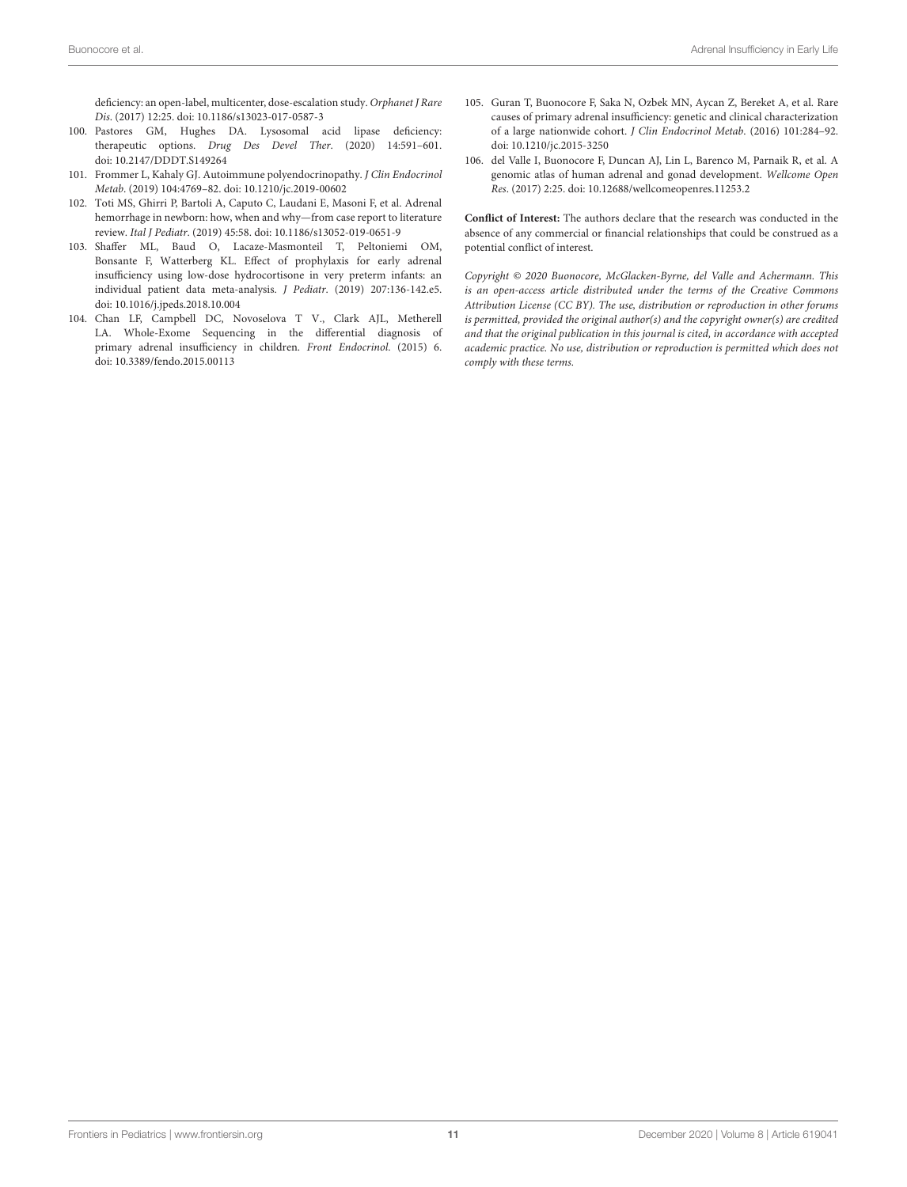deficiency: an open-label, multicenter, dose-escalation study. *Orphanet J Rare Dis*. (2017) 12:25. doi: 10.1186/s13023-017-0587-3

100. Pastores GM, Hughes DA. Lysosomal acid lipase deficiency: therapeutic options. *Drug Des Devel Ther*. (2020) 14:591–601. doi: 10.2147/DDDT.S149264
101. Frommer L, Kahaly GJ. Autoimmune polyendocrinopathy. *J Clin Endocrinol Metab*. (2019) 104:4769–82. doi: 10.1210/jc.2019-00602
102. Toti MS, Ghirri P, Bartoli A, Caputo C, Laudani E, Masoni F, et al. Adrenal hemorrhage in newborn: how, when and why—from case report to literature review. *Ital J Pediatr*. (2019) 45:58. doi: 10.1186/s13052-019-0651-9
103. Shaffer ML, Baud O, Lacaze-Masmonteil T, Peltoniemi OM, Bonsante F, Watterberg KL. Effect of prophylaxis for early adrenal insufficiency using low-dose hydrocortisone in very preterm infants: an individual patient data meta-analysis. *J Pediatr*. (2019) 207:136-142.e5. doi: 10.1016/j.jpeds.2018.10.004
104. Chan LF, Campbell DC, Novoselova T V., Clark AJL, Metherell LA. Whole-Exome Sequencing in the differential diagnosis of primary adrenal insufficiency in children. *Front Endocrinol*. (2015) 6. doi: 10.3389/fendo.2015.00113
105. Guran T, Buonocore F, Saka N, Ozbek MN, Aycan Z, Bereket A, et al. Rare causes of primary adrenal insufficiency: genetic and clinical characterization of a large nationwide cohort. *J Clin Endocrinol Metab*. (2016) 101:284–92. doi: 10.1210/jc.2015-3250
106. del Valle I, Buonocore F, Duncan AJ, Lin L, Barenco M, Parnaik R, et al. A genomic atlas of human adrenal and gonad development. *Wellcome Open Res*. (2017) 2:25. doi: 10.12688/wellcomeopenres.11253.2

**Conflict of Interest:** The authors declare that the research was conducted in the absence of any commercial or financial relationships that could be construed as a potential conflict of interest.

*Copyright © 2020 Buonocore, McGlacken-Byrne, del Valle and Achermann. This is an open-access article distributed under the terms of the Creative Commons Attribution License (CC BY). The use, distribution or reproduction in other forums is permitted, provided the original author(s) and the copyright owner(s) are credited and that the original publication in this journal is cited, in accordance with accepted academic practice. No use, distribution or reproduction is permitted which does not comply with these terms.*